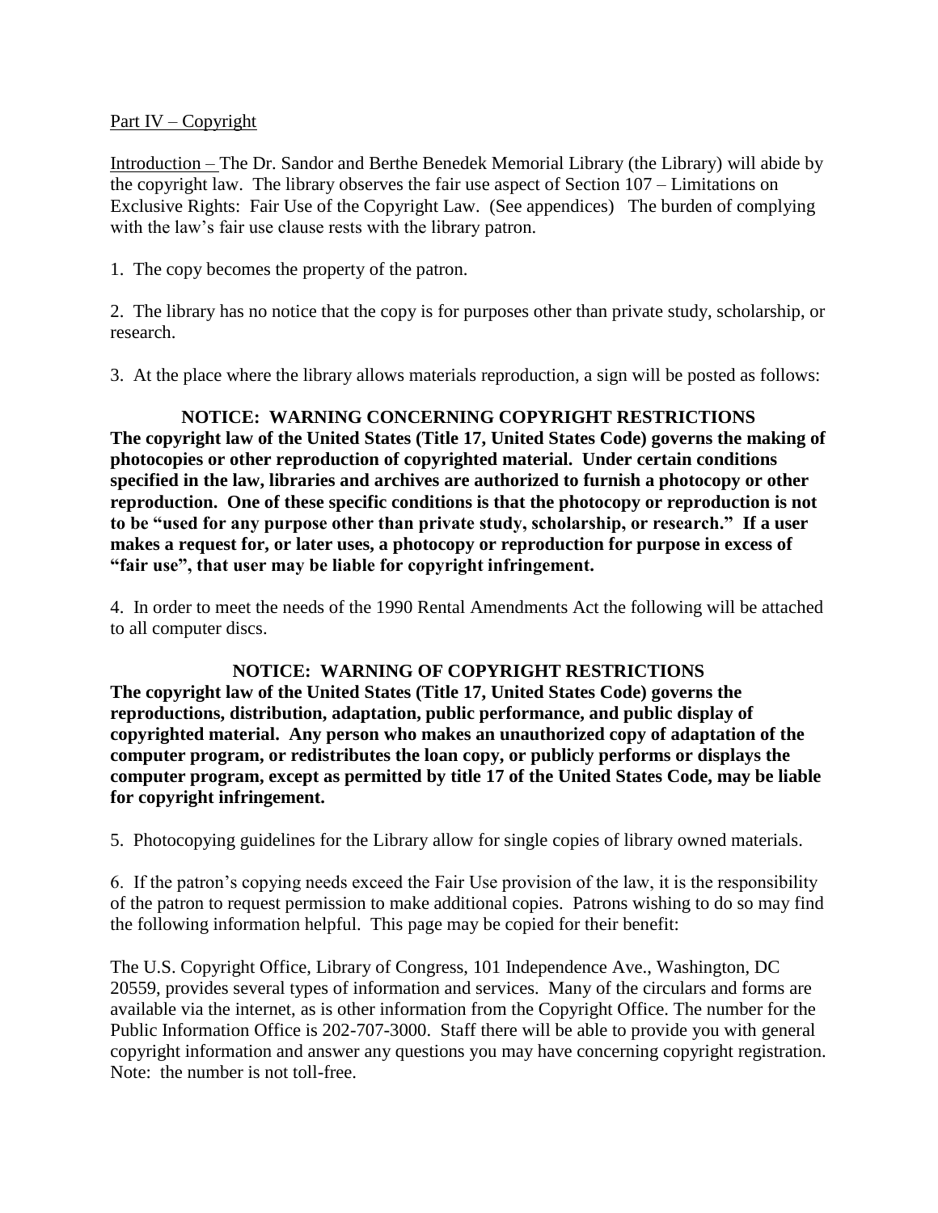Part IV – Copyright

Introduction – The Dr. Sandor and Berthe Benedek Memorial Library (the Library) will abide by the copyright law. The library observes the fair use aspect of Section 107 – Limitations on Exclusive Rights: Fair Use of the Copyright Law. (See appendices) The burden of complying with the law's fair use clause rests with the library patron.

1. The copy becomes the property of the patron.

2. The library has no notice that the copy is for purposes other than private study, scholarship, or research.

3. At the place where the library allows materials reproduction, a sign will be posted as follows:

**NOTICE: WARNING CONCERNING COPYRIGHT RESTRICTIONS**
**The copyright law of the United States (Title 17, United States Code) governs the making of photocopies or other reproduction of copyrighted material. Under certain conditions specified in the law, libraries and archives are authorized to furnish a photocopy or other reproduction. One of these specific conditions is that the photocopy or reproduction is not to be "used for any purpose other than private study, scholarship, or research." If a user makes a request for, or later uses, a photocopy or reproduction for purpose in excess of "fair use", that user may be liable for copyright infringement.**

4. In order to meet the needs of the 1990 Rental Amendments Act the following will be attached to all computer discs.

**NOTICE: WARNING OF COPYRIGHT RESTRICTIONS**
**The copyright law of the United States (Title 17, United States Code) governs the reproductions, distribution, adaptation, public performance, and public display of copyrighted material. Any person who makes an unauthorized copy of adaptation of the computer program, or redistributes the loan copy, or publicly performs or displays the computer program, except as permitted by title 17 of the United States Code, may be liable for copyright infringement.**

5. Photocopying guidelines for the Library allow for single copies of library owned materials.

6. If the patron's copying needs exceed the Fair Use provision of the law, it is the responsibility of the patron to request permission to make additional copies. Patrons wishing to do so may find the following information helpful. This page may be copied for their benefit:

The U.S. Copyright Office, Library of Congress, 101 Independence Ave., Washington, DC 20559, provides several types of information and services. Many of the circulars and forms are available via the internet, as is other information from the Copyright Office. The number for the Public Information Office is 202-707-3000. Staff there will be able to provide you with general copyright information and answer any questions you may have concerning copyright registration. Note: the number is not toll-free.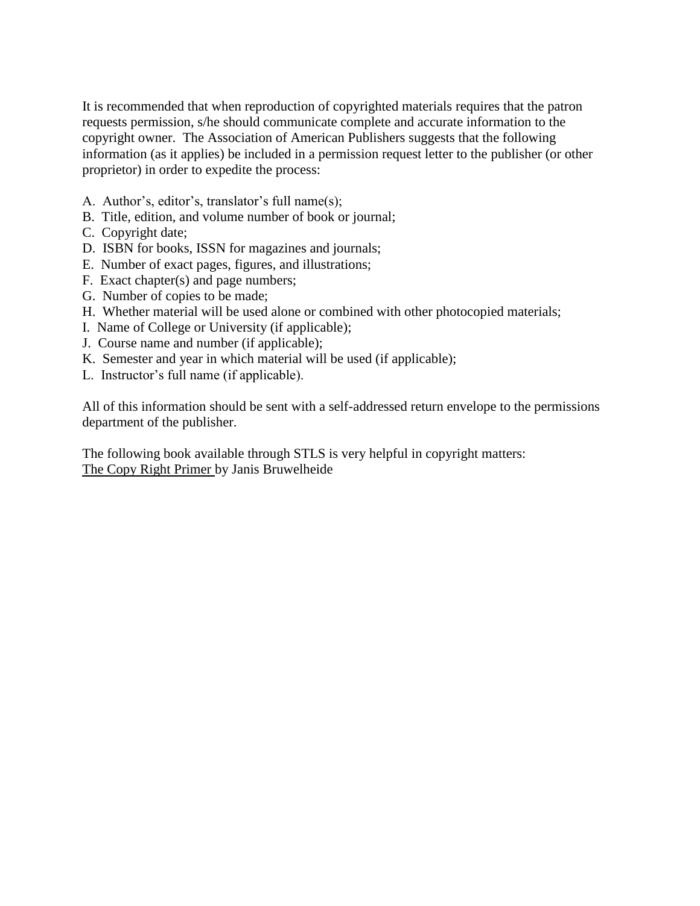It is recommended that when reproduction of copyrighted materials requires that the patron requests permission, s/he should communicate complete and accurate information to the copyright owner. The Association of American Publishers suggests that the following information (as it applies) be included in a permission request letter to the publisher (or other proprietor) in order to expedite the process:

A. Author's, editor's, translator's full name(s);
B. Title, edition, and volume number of book or journal;
C. Copyright date;
D. ISBN for books, ISSN for magazines and journals;
E. Number of exact pages, figures, and illustrations;
F. Exact chapter(s) and page numbers;
G. Number of copies to be made;
H. Whether material will be used alone or combined with other photocopied materials;
I. Name of College or University (if applicable);
J. Course name and number (if applicable);
K. Semester and year in which material will be used (if applicable);
L. Instructor's full name (if applicable).

All of this information should be sent with a self-addressed return envelope to the permissions department of the publisher.

The following book available through STLS is very helpful in copyright matters:
<u>The Copy Right Primer</u> by Janis Bruwelheide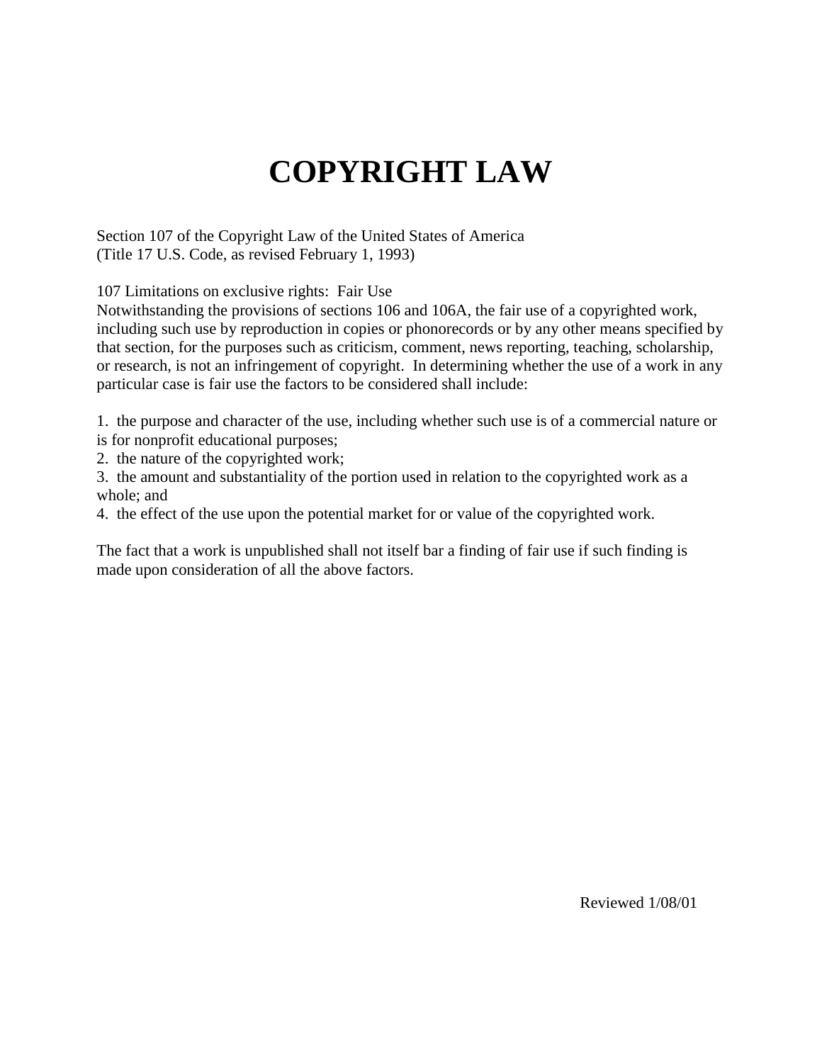# COPYRIGHT LAW

Section 107 of the Copyright Law of the United States of America
(Title 17 U.S. Code, as revised February 1, 1993)

107 Limitations on exclusive rights: Fair Use
Notwithstanding the provisions of sections 106 and 106A, the fair use of a copyrighted work, including such use by reproduction in copies or phonorecords or by any other means specified by that section, for the purposes such as criticism, comment, news reporting, teaching, scholarship, or research, is not an infringement of copyright. In determining whether the use of a work in any particular case is fair use the factors to be considered shall include:

1. the purpose and character of the use, including whether such use is of a commercial nature or is for nonprofit educational purposes;
2. the nature of the copyrighted work;
3. the amount and substantiality of the portion used in relation to the copyrighted work as a whole; and
4. the effect of the use upon the potential market for or value of the copyrighted work.

The fact that a work is unpublished shall not itself bar a finding of fair use if such finding is made upon consideration of all the above factors.

Reviewed 1/08/01